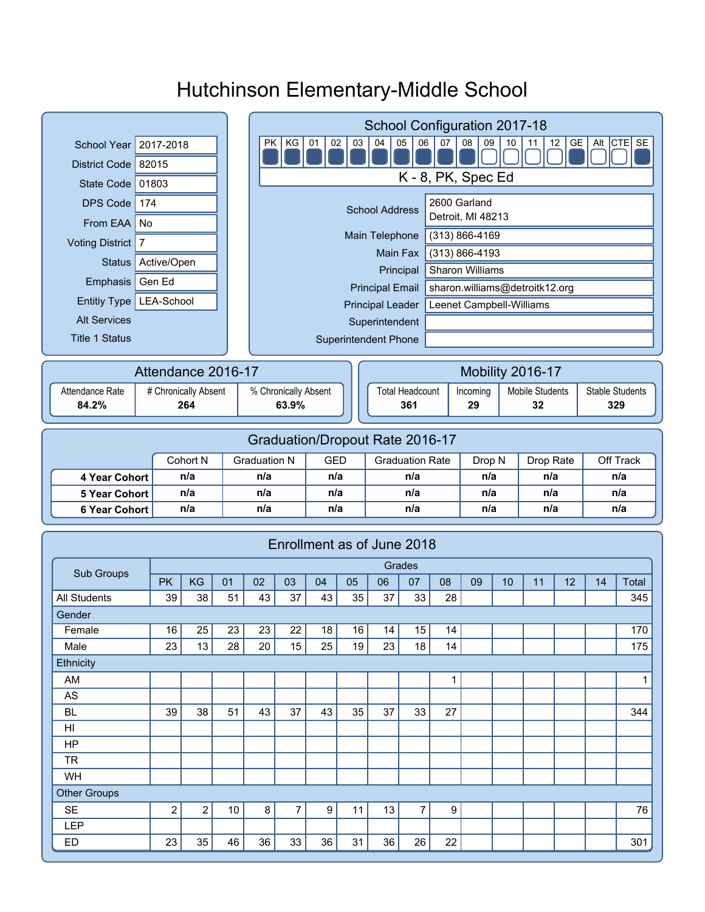# Hutchinson Elementary-Middle School

| | |
|---|---|
| School Year | 2017-2018 |
| District Code | 82015 |
| State Code | 01803 |
| DPS Code | 174 |
| From EAA | No |
| Voting District | 7 |
| Status | Active/Open |
| Emphasis | Gen Ed |
| Entitiy Type | LEA-School |
| Alt Services | |
| Title 1 Status | |

## School Configuration 2017-18

| PK | KG | 01 | 02 | 03 | 04 | 05 | 06 | 07 | 08 | 09 | 10 | 11 | 12 | GE | Alt | CTE | SE |
|---|---|---|---|---|---|---|---|---|---|---|---|---|---|---|---|---|---|
| ■ | ■ | ■ | ■ | ■ | ■ | ■ | ■ | ■ | ■ | □ | □ | □ | □ | ■ | □ | □ | ■ |

K - 8, PK, Spec Ed

| | |
|---|---|
| School Address | 2600 Garland<br>Detroit, MI 48213 |
| Main Telephone | (313) 866-4169 |
| Main Fax | (313) 866-4193 |
| Principal | Sharon Williams |
| Principal Email | sharon.williams@detroitk12.org |
| Principal Leader | Leenet Campbell-Williams |
| Superintendent | |
| Superintendent Phone | |

## Attendance 2016-17

| Attendance Rate | # Chronically Absent | % Chronically Absent |
|---|---|---|
| 84.2% | 264 | 63.9% |

## Mobility 2016-17

| Total Headcount | Incoming | Mobile Students | Stable Students |
|---|---|---|---|
| 361 | 29 | 32 | 329 |

## Graduation/Dropout Rate 2016-17

| | Cohort N | Graduation N | GED | Graduation Rate | Drop N | Drop Rate | Off Track |
|---|---|---|---|---|---|---|---|
| **4 Year Cohort** | n/a | n/a | n/a | n/a | n/a | n/a | n/a |
| **5 Year Cohort** | n/a | n/a | n/a | n/a | n/a | n/a | n/a |
| **6 Year Cohort** | n/a | n/a | n/a | n/a | n/a | n/a | n/a |

## Enrollment as of June 2018

| Sub Groups | Grades | | | | | | | | | | | | | | |
|---|---|---|---|---|---|---|---|---|---|---|---|---|---|---|---|
| | PK | KG | 01 | 02 | 03 | 04 | 05 | 06 | 07 | 08 | 09 | 10 | 11 | 12 | 14 | Total |
| All Students | 39 | 38 | 51 | 43 | 37 | 43 | 35 | 37 | 33 | 28 | | | | | | 345 |
| Gender | | | | | | | | | | | | | | | | |
| Female | 16 | 25 | 23 | 23 | 22 | 18 | 16 | 14 | 15 | 14 | | | | | | 170 |
| Male | 23 | 13 | 28 | 20 | 15 | 25 | 19 | 23 | 18 | 14 | | | | | | 175 |
| Ethnicity | | | | | | | | | | | | | | | | |
| AM | | | | | | | | | | 1 | | | | | | 1 |
| AS | | | | | | | | | | | | | | | | |
| BL | 39 | 38 | 51 | 43 | 37 | 43 | 35 | 37 | 33 | 27 | | | | | | 344 |
| HI | | | | | | | | | | | | | | | | |
| HP | | | | | | | | | | | | | | | | |
| TR | | | | | | | | | | | | | | | | |
| WH | | | | | | | | | | | | | | | | |
| Other Groups | | | | | | | | | | | | | | | | |
| SE | 2 | 2 | 10 | 8 | 7 | 9 | 11 | 13 | 7 | 9 | | | | | | 76 |
| LEP | | | | | | | | | | | | | | | | |
| ED | 23 | 35 | 46 | 36 | 33 | 36 | 31 | 36 | 26 | 22 | | | | | | 301 |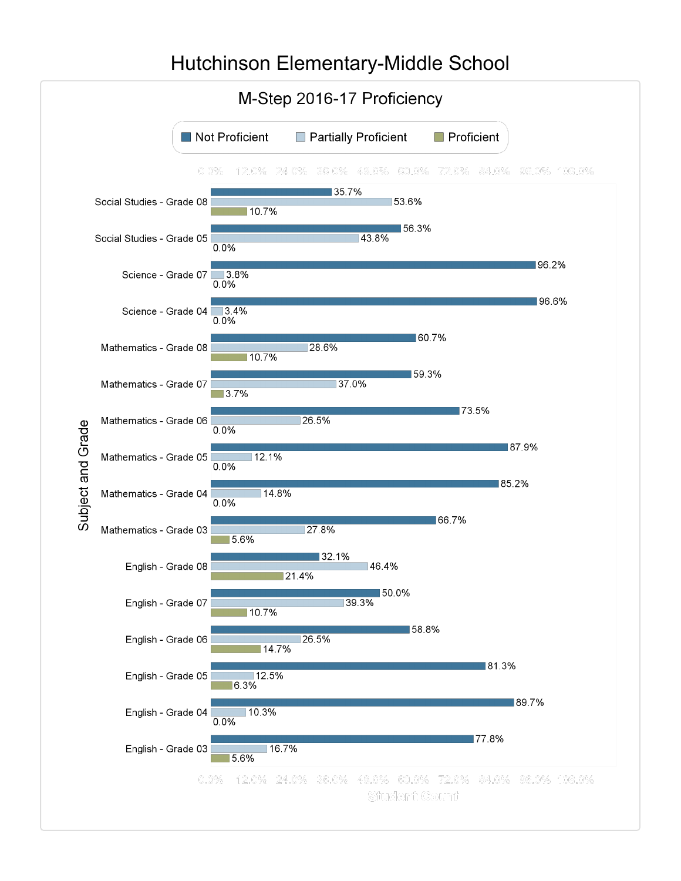# Hutchinson Elementary-Middle School

## M-Step 2016-17 Proficiency

Not Proficient
Partially Proficient
Proficient

0.0% 12.0% 24.0% 36.0% 48.0% 60.0% 72.0% 84.0% 96.0% 108.0%

Subject and Grade

Social Studies - Grade 08
35.7%
53.6%
10.7%

Social Studies - Grade 05
56.3%
43.8%
0.0%

Science - Grade 07
96.2%
3.8%
0.0%

Science - Grade 04
96.6%
3.4%
0.0%

Mathematics - Grade 08
60.7%
28.6%
10.7%

Mathematics - Grade 07
59.3%
37.0%
3.7%

Mathematics - Grade 06
73.5%
26.5%
0.0%

Mathematics - Grade 05
87.9%
12.1%
0.0%

Mathematics - Grade 04
85.2%
14.8%
0.0%

Mathematics - Grade 03
66.7%
27.8%
5.6%

English - Grade 08
32.1%
46.4%
21.4%

English - Grade 07
50.0%
39.3%
10.7%

English - Grade 06
58.8%
26.5%
14.7%

English - Grade 05
81.3%
12.5%
6.3%

English - Grade 04
89.7%
10.3%
0.0%

English - Grade 03
77.8%
16.7%
5.6%

0.0% 12.0% 24.0% 36.0% 48.0% 60.0% 72.0% 84.0% 96.0% 108.0%

Student Count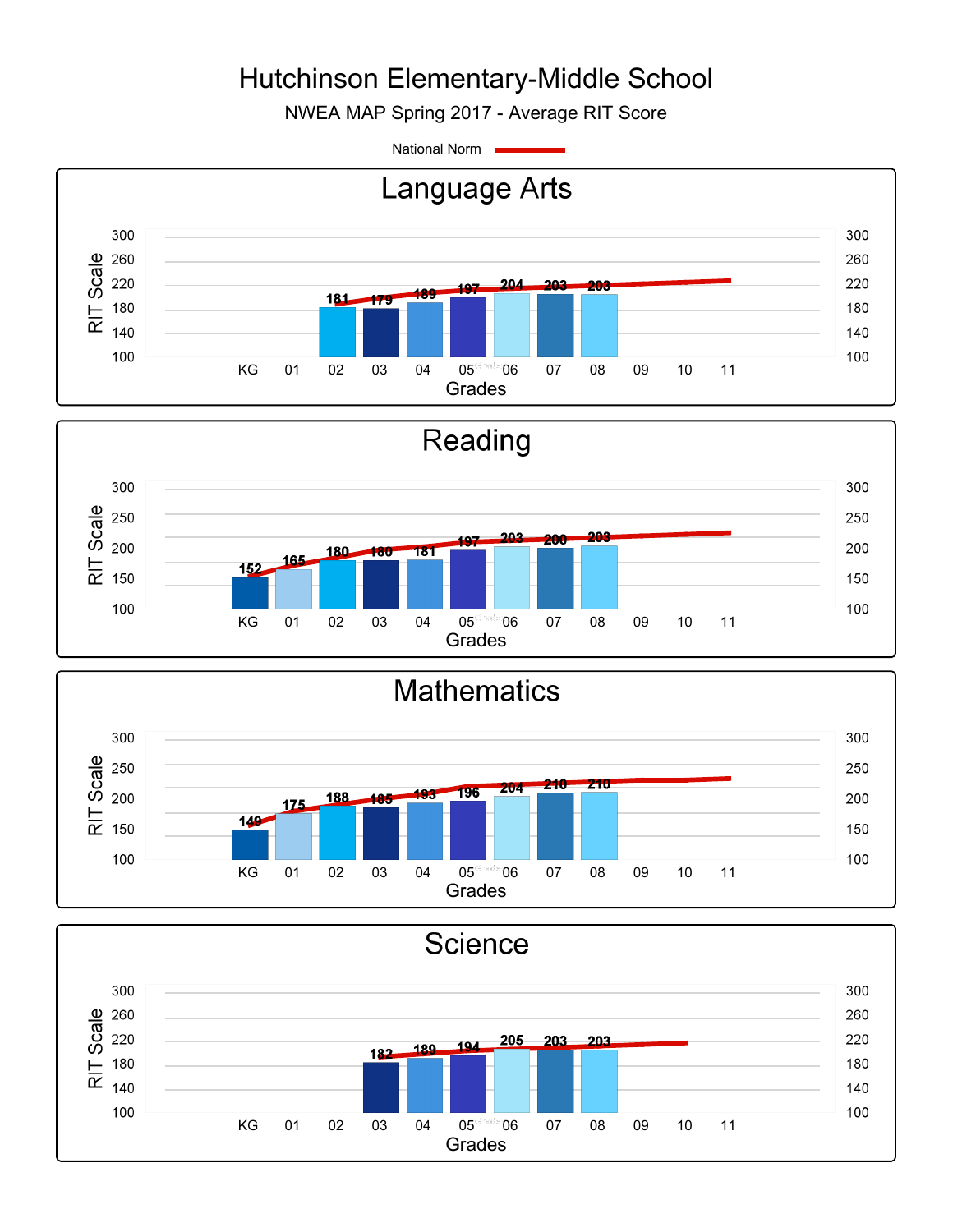# Hutchinson Elementary-Middle School

NWEA MAP Spring 2017 - Average RIT Score

National Norm

## Language Arts

RIT Scale

300
260
220
180
140
100

181
179
189
197
204
203
203

KG 01 02 03 04 05 06 07 08 09 10 11

Grades

## Reading

RIT Scale

300
250
200
150
100

152
165
180
180
181
197
203
200
203

KG 01 02 03 04 05 06 07 08 09 10 11

Grades

## Mathematics

RIT Scale

300
250
200
150
100

149
175
188
185
193
196
204
210
210

KG 01 02 03 04 05 06 07 08 09 10 11

Grades

## Science

RIT Scale

300
260
220
180
140
100

182
189
194
205
203
203

KG 01 02 03 04 05 06 07 08 09 10 11

Grades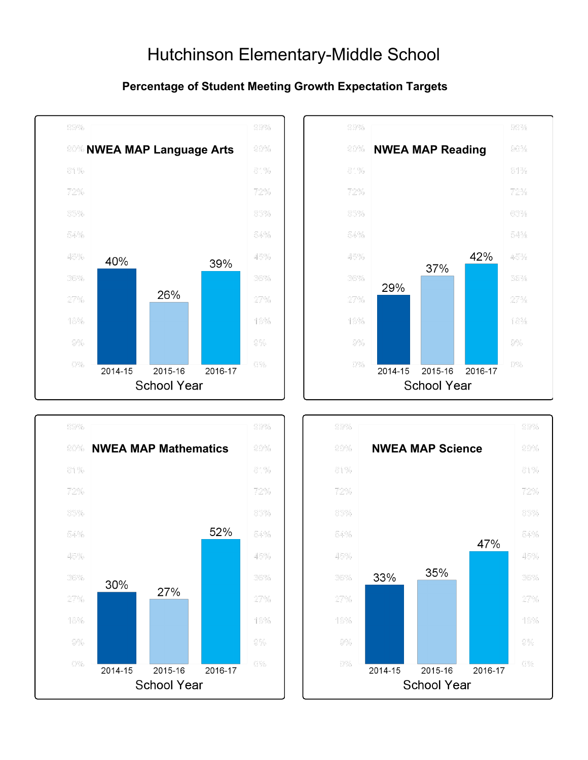# Hutchinson Elementary-Middle School

**Percentage of Student Meeting Growth Expectation Targets**

**NWEA MAP Language Arts**

40%
26%
39%
2014-15
2015-16
2016-17
School Year

**NWEA MAP Reading**

29%
37%
42%
2014-15
2015-16
2016-17
School Year

**NWEA MAP Mathematics**

30%
27%
52%
2014-15
2015-16
2016-17
School Year

**NWEA MAP Science**

33%
35%
47%
2014-15
2015-16
2016-17
School Year